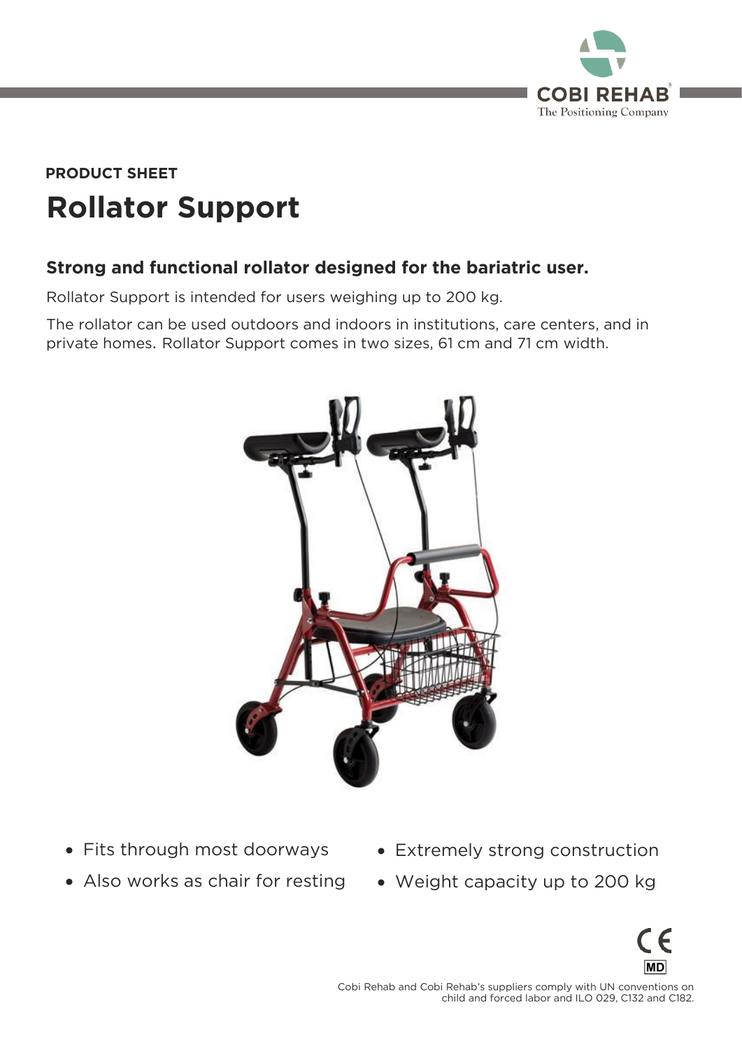PRODUCT SHEET

# Rollator Support

## Strong and functional rollator designed for the bariatric user.

Rollator Support is intended for users weighing up to 200 kg.

The rollator can be used outdoors and indoors in institutions, care centers, and in private homes. Rollator Support comes in two sizes, 61 cm and 71 cm width.

- Fits through most doorways
- Also works as chair for resting
- Extremely strong construction
- Weight capacity up to 200 kg

Cobi Rehab and Cobi Rehab's suppliers comply with UN conventions on child and forced labor and ILO 029, C132 and C182.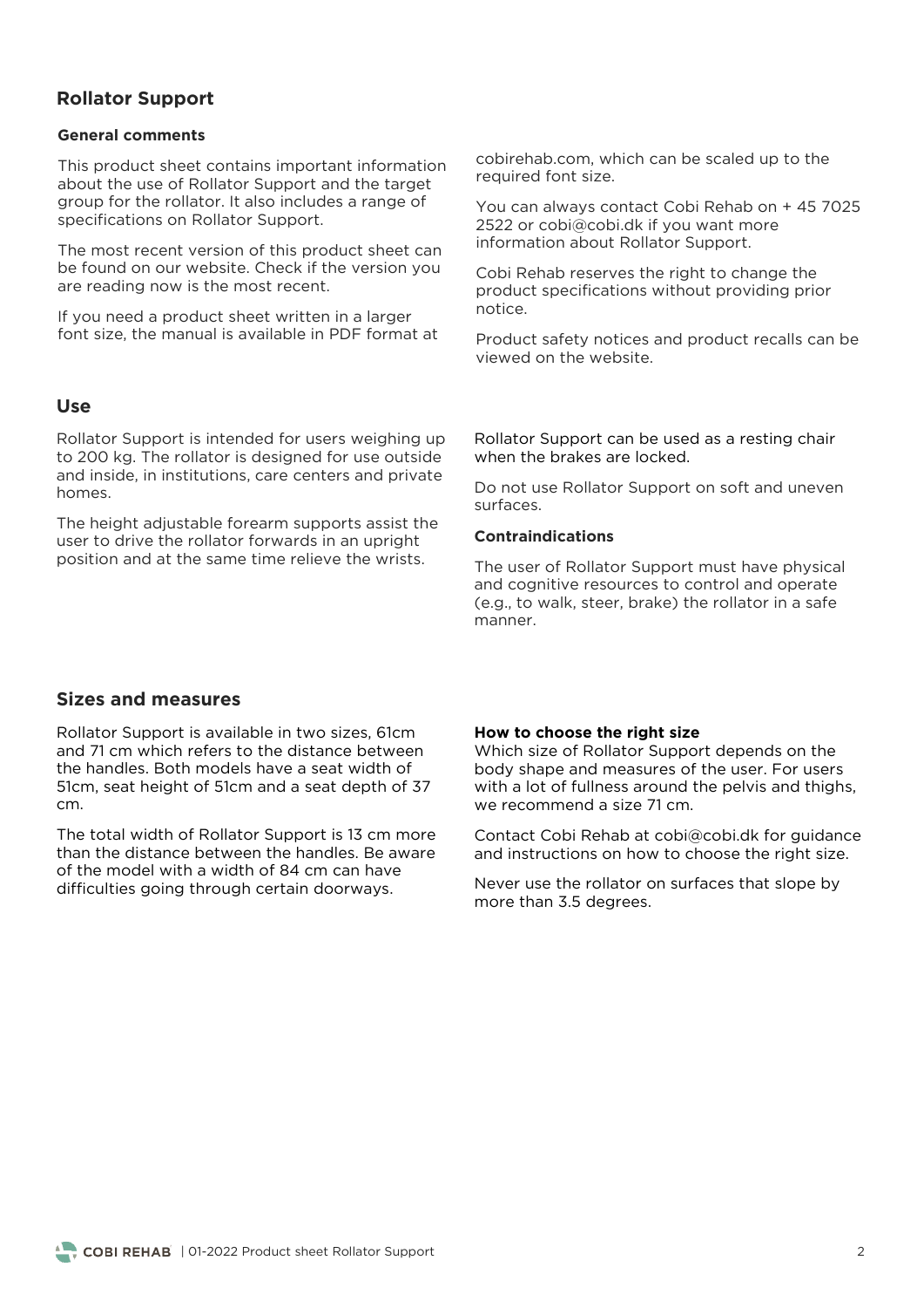# Rollator Support

### General comments

This product sheet contains important information about the use of Rollator Support and the target group for the rollator. It also includes a range of specifications on Rollator Support.

The most recent version of this product sheet can be found on our website. Check if the version you are reading now is the most recent.

If you need a product sheet written in a larger font size, the manual is available in PDF format at cobirehab.com, which can be scaled up to the required font size.

You can always contact Cobi Rehab on + 45 7025 2522 or cobi@cobi.dk if you want more information about Rollator Support.

Cobi Rehab reserves the right to change the product specifications without providing prior notice.

Product safety notices and product recalls can be viewed on the website.

## Use

Rollator Support is intended for users weighing up to 200 kg. The rollator is designed for use outside and inside, in institutions, care centers and private homes.

The height adjustable forearm supports assist the user to drive the rollator forwards in an upright position and at the same time relieve the wrists.

Rollator Support can be used as a resting chair when the brakes are locked.

Do not use Rollator Support on soft and uneven surfaces.

### Contraindications

The user of Rollator Support must have physical and cognitive resources to control and operate (e.g., to walk, steer, brake) the rollator in a safe manner.

## Sizes and measures

Rollator Support is available in two sizes, 61cm and 71 cm which refers to the distance between the handles. Both models have a seat width of 51cm, seat height of 51cm and a seat depth of 37 cm.

The total width of Rollator Support is 13 cm more than the distance between the handles. Be aware of the model with a width of 84 cm can have difficulties going through certain doorways.

**How to choose the right size**
Which size of Rollator Support depends on the body shape and measures of the user. For users with a lot of fullness around the pelvis and thighs, we recommend a size 71 cm.

Contact Cobi Rehab at cobi@cobi.dk for guidance and instructions on how to choose the right size.

Never use the rollator on surfaces that slope by more than 3.5 degrees.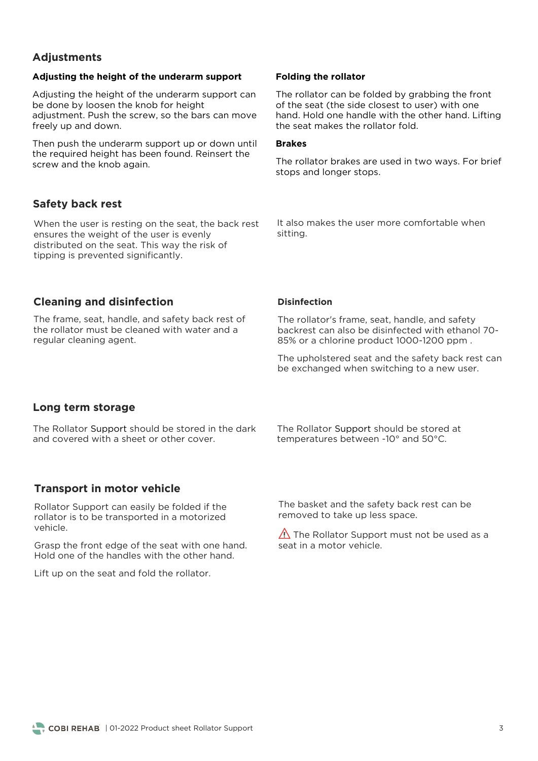## Adjustments

### Adjusting the height of the underarm support

Adjusting the height of the underarm support can be done by loosen the knob for height adjustment. Push the screw, so the bars can move freely up and down.

Then push the underarm support up or down until the required height has been found. Reinsert the screw and the knob again.

### Folding the rollator

The rollator can be folded by grabbing the front of the seat (the side closest to user) with one hand. Hold one handle with the other hand. Lifting the seat makes the rollator fold.

### Brakes

The rollator brakes are used in two ways. For brief stops and longer stops.

## Safety back rest

When the user is resting on the seat, the back rest ensures the weight of the user is evenly distributed on the seat. This way the risk of tipping is prevented significantly.

It also makes the user more comfortable when sitting.

## Cleaning and disinfection

The frame, seat, handle, and safety back rest of the rollator must be cleaned with water and a regular cleaning agent.

### Disinfection

The rollator's frame, seat, handle, and safety backrest can also be disinfected with ethanol 70-85% or a chlorine product 1000-1200 ppm .

The upholstered seat and the safety back rest can be exchanged when switching to a new user.

## Long term storage

The Rollator Support should be stored in the dark and covered with a sheet or other cover.

The Rollator Support should be stored at temperatures between -10° and 50°C.

## Transport in motor vehicle

Rollator Support can easily be folded if the rollator is to be transported in a motorized vehicle.

Grasp the front edge of the seat with one hand. Hold one of the handles with the other hand.

Lift up on the seat and fold the rollator.

The basket and the safety back rest can be removed to take up less space.

⚠ The Rollator Support must not be used as a seat in a motor vehicle.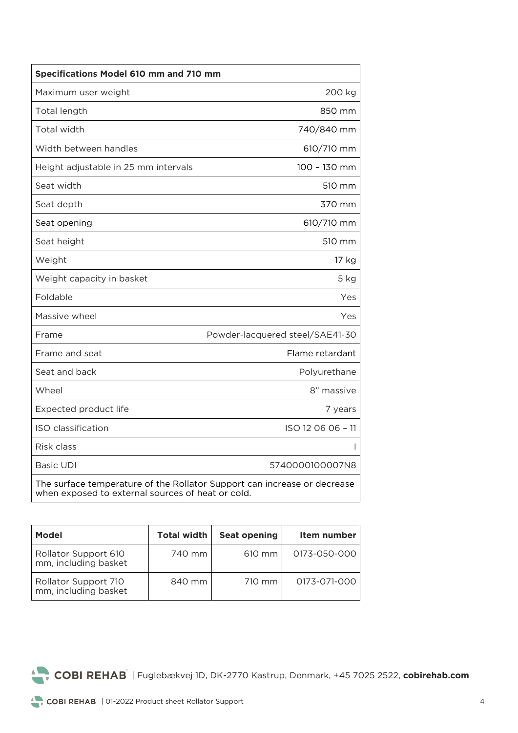| Specifications Model 610 mm and 710 mm | |
|---|---|
| Maximum user weight | 200 kg |
| Total length | 850 mm |
| Total width | 740/840 mm |
| Width between handles | 610/710 mm |
| Height adjustable in 25 mm intervals | 100 – 130 mm |
| Seat width | 510 mm |
| Seat depth | 370 mm |
| Seat opening | 610/710 mm |
| Seat height | 510 mm |
| Weight | 17 kg |
| Weight capacity in basket | 5 kg |
| Foldable | Yes |
| Massive wheel | Yes |
| Frame | Powder-lacquered steel/SAE41-30 |
| Frame and seat | Flame retardant |
| Seat and back | Polyurethane |
| Wheel | 8” massive |
| Expected product life | 7 years |
| ISO classification | ISO 12 06 06 – 11 |
| Risk class | I |
| Basic UDI | 5740000100007N8 |
| The surface temperature of the Rollator Support can increase or decrease when exposed to external sources of heat or cold. | |

| Model | Total width | Seat opening | Item number |
|---|---|---|---|
| Rollator Support 610 mm, including basket | 740 mm | 610 mm | 0173-050-000 |
| Rollator Support 710 mm, including basket | 840 mm | 710 mm | 0173-071-000 |

**COBI REHAB** | Fuglebækvej 1D, DK-2770 Kastrup, Denmark, +45 7025 2522, **cobirehab.com**